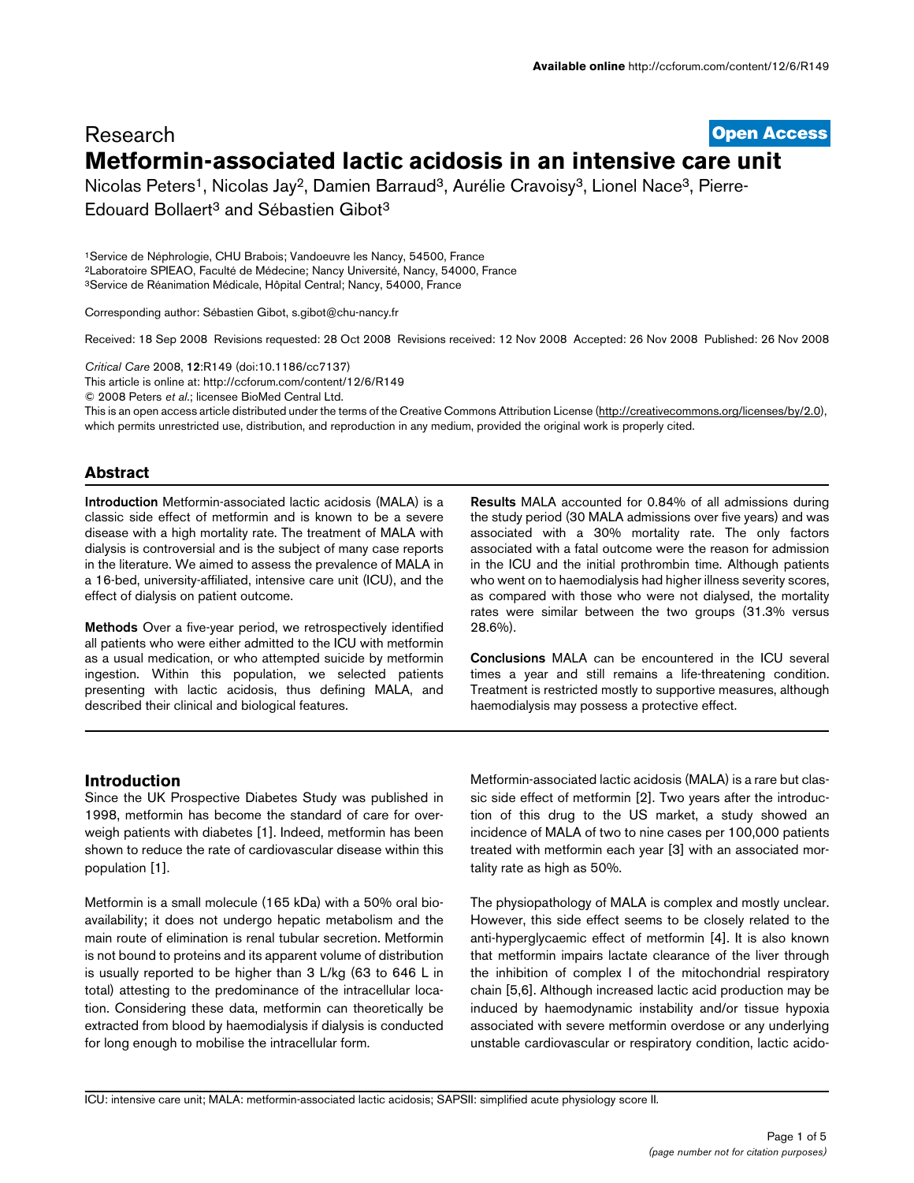Research

**Open Access**

# Metformin-associated lactic acidosis in an intensive care unit

Nicolas Peters[1], Nicolas Jay[2], Damien Barraud[3], Aurélie Cravoisy[3], Lionel Nace[3], Pierre-Edouard Bollaert[3] and Sébastien Gibot[3]

[1]Service de Néphrologie, CHU Brabois; Vandoeuvre les Nancy, 54500, France
[2]Laboratoire SPIEAO, Faculté de Médecine; Nancy Université, Nancy, 54000, France
[3]Service de Réanimation Médicale, Hôpital Central; Nancy, 54000, France

Corresponding author: Sébastien Gibot, s.gibot@chu-nancy.fr

Received: 18 Sep 2008 Revisions requested: 28 Oct 2008 Revisions received: 12 Nov 2008 Accepted: 26 Nov 2008 Published: 26 Nov 2008

*Critical Care* 2008, **12**:R149 (doi:10.1186/cc7137)
This article is online at: http://ccforum.com/content/12/6/R149
© 2008 Peters *et al.*; licensee BioMed Central Ltd.
This is an open access article distributed under the terms of the Creative Commons Attribution License (http://creativecommons.org/licenses/by/2.0), which permits unrestricted use, distribution, and reproduction in any medium, provided the original work is properly cited.

## Abstract

**Introduction** Metformin-associated lactic acidosis (MALA) is a classic side effect of metformin and is known to be a severe disease with a high mortality rate. The treatment of MALA with dialysis is controversial and is the subject of many case reports in the literature. We aimed to assess the prevalence of MALA in a 16-bed, university-affiliated, intensive care unit (ICU), and the effect of dialysis on patient outcome.

**Methods** Over a five-year period, we retrospectively identified all patients who were either admitted to the ICU with metformin as a usual medication, or who attempted suicide by metformin ingestion. Within this population, we selected patients presenting with lactic acidosis, thus defining MALA, and described their clinical and biological features.

**Results** MALA accounted for 0.84% of all admissions during the study period (30 MALA admissions over five years) and was associated with a 30% mortality rate. The only factors associated with a fatal outcome were the reason for admission in the ICU and the initial prothrombin time. Although patients who went on to haemodialysis had higher illness severity scores, as compared with those who were not dialysed, the mortality rates were similar between the two groups (31.3% versus 28.6%).

**Conclusions** MALA can be encountered in the ICU several times a year and still remains a life-threatening condition. Treatment is restricted mostly to supportive measures, although haemodialysis may possess a protective effect.

## Introduction

Since the UK Prospective Diabetes Study was published in 1998, metformin has become the standard of care for overweigh patients with diabetes [1]. Indeed, metformin has been shown to reduce the rate of cardiovascular disease within this population [1].

Metformin is a small molecule (165 kDa) with a 50% oral bioavailability; it does not undergo hepatic metabolism and the main route of elimination is renal tubular secretion. Metformin is not bound to proteins and its apparent volume of distribution is usually reported to be higher than 3 L/kg (63 to 646 L in total) attesting to the predominance of the intracellular location. Considering these data, metformin can theoretically be extracted from blood by haemodialysis if dialysis is conducted for long enough to mobilise the intracellular form.

Metformin-associated lactic acidosis (MALA) is a rare but classic side effect of metformin [2]. Two years after the introduction of this drug to the US market, a study showed an incidence of MALA of two to nine cases per 100,000 patients treated with metformin each year [3] with an associated mortality rate as high as 50%.

The physiopathology of MALA is complex and mostly unclear. However, this side effect seems to be closely related to the anti-hyperglycaemic effect of metformin [4]. It is also known that metformin impairs lactate clearance of the liver through the inhibition of complex I of the mitochondrial respiratory chain [5,6]. Although increased lactic acid production may be induced by haemodynamic instability and/or tissue hypoxia associated with severe metformin overdose or any underlying unstable cardiovascular or respiratory condition, lactic acido-

ICU: intensive care unit; MALA: metformin-associated lactic acidosis; SAPSII: simplified acute physiology score II.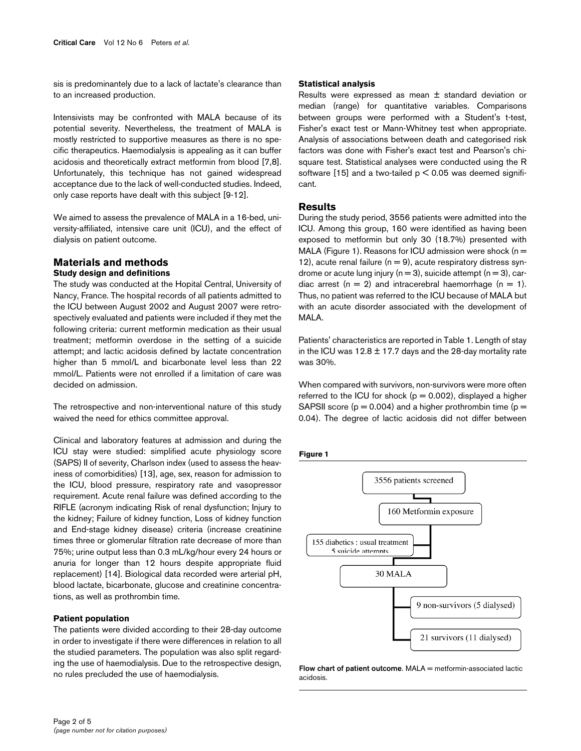sis is predominantly due to a lack of lactate's clearance than to an increased production.

Intensivists may be confronted with MALA because of its potential severity. Nevertheless, the treatment of MALA is mostly restricted to supportive measures as there is no specific therapeutics. Haemodialysis is appealing as it can buffer acidosis and theoretically extract metformin from blood [7,8]. Unfortunately, this technique has not gained widespread acceptance due to the lack of well-conducted studies. Indeed, only case reports have dealt with this subject [9-12].

We aimed to assess the prevalence of MALA in a 16-bed, university-affiliated, intensive care unit (ICU), and the effect of dialysis on patient outcome.

## Materials and methods

### Study design and definitions

The study was conducted at the Hopital Central, University of Nancy, France. The hospital records of all patients admitted to the ICU between August 2002 and August 2007 were retrospectively evaluated and patients were included if they met the following criteria: current metformin medication as their usual treatment; metformin overdose in the setting of a suicide attempt; and lactic acidosis defined by lactate concentration higher than 5 mmol/L and bicarbonate level less than 22 mmol/L. Patients were not enrolled if a limitation of care was decided on admission.

The retrospective and non-interventional nature of this study waived the need for ethics committee approval.

Clinical and laboratory features at admission and during the ICU stay were studied: simplified acute physiology score (SAPS) II of severity, Charlson index (used to assess the heaviness of comorbidities) [13], age, sex, reason for admission to the ICU, blood pressure, respiratory rate and vasopressor requirement. Acute renal failure was defined according to the RIFLE (acronym indicating Risk of renal dysfunction; Injury to the kidney; Failure of kidney function, Loss of kidney function and End-stage kidney disease) criteria (increase creatinine times three or glomerular filtration rate decrease of more than 75%; urine output less than 0.3 mL/kg/hour every 24 hours or anuria for longer than 12 hours despite appropriate fluid replacement) [14]. Biological data recorded were arterial pH, blood lactate, bicarbonate, glucose and creatinine concentrations, as well as prothrombin time.

### Patient population

The patients were divided according to their 28-day outcome in order to investigate if there were differences in relation to all the studied parameters. The population was also split regarding the use of haemodialysis. Due to the retrospective design, no rules precluded the use of haemodialysis.

### Statistical analysis

Results were expressed as mean ± standard deviation or median (range) for quantitative variables. Comparisons between groups were performed with a Student's t-test, Fisher's exact test or Mann-Whitney test when appropriate. Analysis of associations between death and categorised risk factors was done with Fisher's exact test and Pearson's chi-square test. Statistical analyses were conducted using the R software [15] and a two-tailed $p < 0.05$ was deemed significant.

## Results

During the study period, 3556 patients were admitted into the ICU. Among this group, 160 were identified as having been exposed to metformin but only 30 (18.7%) presented with MALA (Figure 1). Reasons for ICU admission were shock (n = 12), acute renal failure (n = 9), acute respiratory distress syndrome or acute lung injury (n = 3), suicide attempt (n = 3), cardiac arrest (n = 2) and intracerebral haemorrhage (n = 1). Thus, no patient was referred to the ICU because of MALA but with an acute disorder associated with the development of MALA.

Patients' characteristics are reported in Table 1. Length of stay in the ICU was 12.8 ± 17.7 days and the 28-day mortality rate was 30%.

When compared with survivors, non-survivors were more often referred to the ICU for shock ($p = 0.002$), displayed a higher SAPSII score ($p = 0.004$) and a higher prothrombin time ($p = 0.04$). The degree of lactic acidosis did not differ between

**Figure 1**

3556 patients screened
160 Metformin exposure
155 diabetics : usual treatment
5 suicide attempts
30 MALA
9 non-survivors (5 dialysed)
21 survivors (11 dialysed)

**Flow chart of patient outcome**. MALA = metformin-associated lactic acidosis.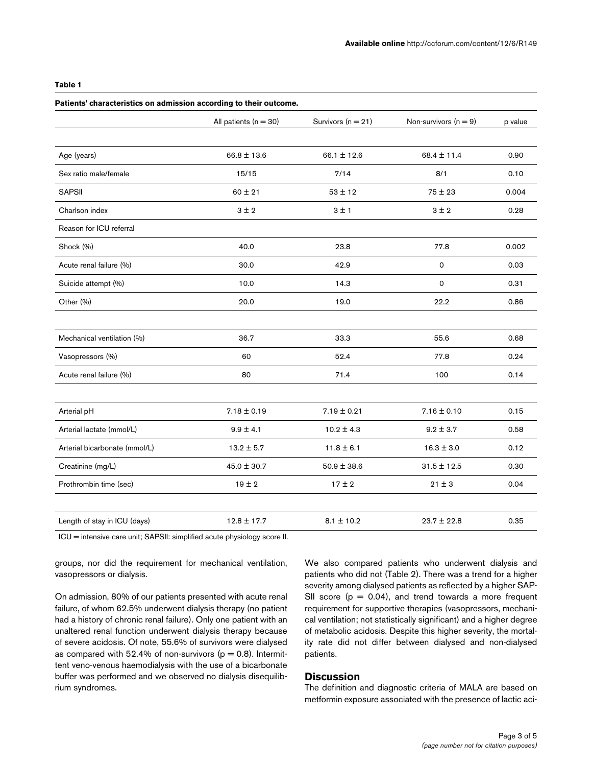**Table 1**

**Patients' characteristics on admission according to their outcome.**

| | All patients (n = 30) | Survivors (n = 21) | Non-survivors (n = 9) | p value |
|---|---|---|---|---|
| Age (years) | 66.8 ± 13.6 | 66.1 ± 12.6 | 68.4 ± 11.4 | 0.90 |
| Sex ratio male/female | 15/15 | 7/14 | 8/1 | 0.10 |
| SAPSII | 60 ± 21 | 53 ± 12 | 75 ± 23 | 0.004 |
| Charlson index | 3 ± 2 | 3 ± 1 | 3 ± 2 | 0.28 |
| Reason for ICU referral | | | | |
| Shock (%) | 40.0 | 23.8 | 77.8 | 0.002 |
| Acute renal failure (%) | 30.0 | 42.9 | 0 | 0.03 |
| Suicide attempt (%) | 10.0 | 14.3 | 0 | 0.31 |
| Other (%) | 20.0 | 19.0 | 22.2 | 0.86 |
| Mechanical ventilation (%) | 36.7 | 33.3 | 55.6 | 0.68 |
| Vasopressors (%) | 60 | 52.4 | 77.8 | 0.24 |
| Acute renal failure (%) | 80 | 71.4 | 100 | 0.14 |
| Arterial pH | 7.18 ± 0.19 | 7.19 ± 0.21 | 7.16 ± 0.10 | 0.15 |
| Arterial lactate (mmol/L) | 9.9 ± 4.1 | 10.2 ± 4.3 | 9.2 ± 3.7 | 0.58 |
| Arterial bicarbonate (mmol/L) | 13.2 ± 5.7 | 11.8 ± 6.1 | 16.3 ± 3.0 | 0.12 |
| Creatinine (mg/L) | 45.0 ± 30.7 | 50.9 ± 38.6 | 31.5 ± 12.5 | 0.30 |
| Prothrombin time (sec) | 19 ± 2 | 17 ± 2 | 21 ± 3 | 0.04 |
| Length of stay in ICU (days) | 12.8 ± 17.7 | 8.1 ± 10.2 | 23.7 ± 22.8 | 0.35 |

ICU = intensive care unit; SAPSII: simplified acute physiology score II.

groups, nor did the requirement for mechanical ventilation, vasopressors or dialysis.

On admission, 80% of our patients presented with acute renal failure, of whom 62.5% underwent dialysis therapy (no patient had a history of chronic renal failure). Only one patient with an unaltered renal function underwent dialysis therapy because of severe acidosis. Of note, 55.6% of survivors were dialysed as compared with 52.4% of non-survivors ($p = 0.8$). Intermittent veno-venous haemodialysis with the use of a bicarbonate buffer was performed and we observed no dialysis disequilibrium syndromes.

We also compared patients who underwent dialysis and patients who did not (Table 2). There was a trend for a higher severity among dialysed patients as reflected by a higher SAPSII score ($p = 0.04$), and trend towards a more frequent requirement for supportive therapies (vasopressors, mechanical ventilation; not statistically significant) and a higher degree of metabolic acidosis. Despite this higher severity, the mortality rate did not differ between dialysed and non-dialysed patients.

## Discussion

The definition and diagnostic criteria of MALA are based on metformin exposure associated with the presence of lactic aci-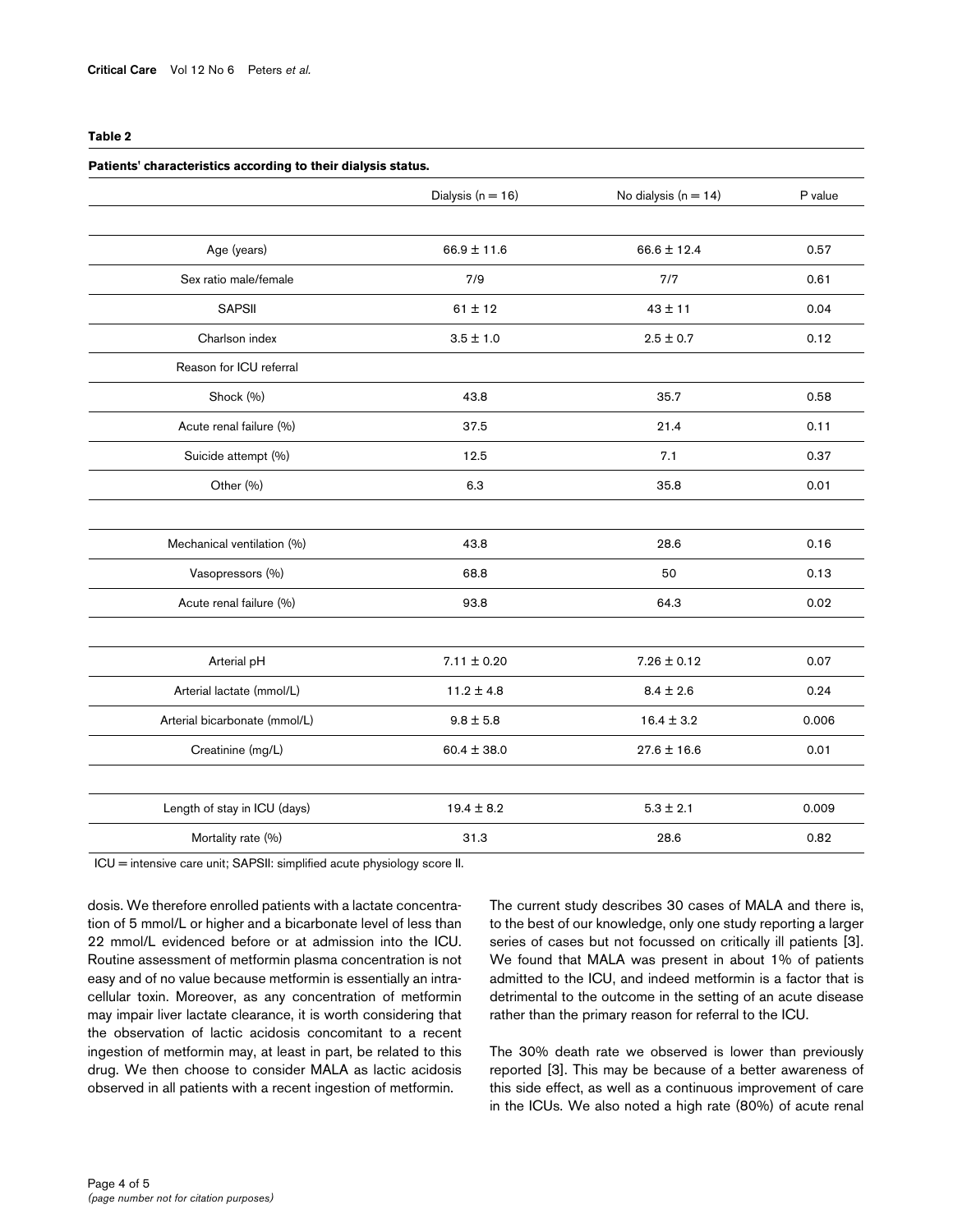**Table 2**

**Patients' characteristics according to their dialysis status.**

| | Dialysis (n = 16) | No dialysis (n = 14) | P value |
|---|---|---|---|
| Age (years) | 66.9 ± 11.6 | 66.6 ± 12.4 | 0.57 |
| Sex ratio male/female | 7/9 | 7/7 | 0.61 |
| SAPSII | 61 ± 12 | 43 ± 11 | 0.04 |
| Charlson index | 3.5 ± 1.0 | 2.5 ± 0.7 | 0.12 |
| Reason for ICU referral | | | |
| Shock (%) | 43.8 | 35.7 | 0.58 |
| Acute renal failure (%) | 37.5 | 21.4 | 0.11 |
| Suicide attempt (%) | 12.5 | 7.1 | 0.37 |
| Other (%) | 6.3 | 35.8 | 0.01 |
| | | | |
| Mechanical ventilation (%) | 43.8 | 28.6 | 0.16 |
| Vasopressors (%) | 68.8 | 50 | 0.13 |
| Acute renal failure (%) | 93.8 | 64.3 | 0.02 |
| | | | |
| Arterial pH | 7.11 ± 0.20 | 7.26 ± 0.12 | 0.07 |
| Arterial lactate (mmol/L) | 11.2 ± 4.8 | 8.4 ± 2.6 | 0.24 |
| Arterial bicarbonate (mmol/L) | 9.8 ± 5.8 | 16.4 ± 3.2 | 0.006 |
| Creatinine (mg/L) | 60.4 ± 38.0 | 27.6 ± 16.6 | 0.01 |
| | | | |
| Length of stay in ICU (days) | 19.4 ± 8.2 | 5.3 ± 2.1 | 0.009 |
| Mortality rate (%) | 31.3 | 28.6 | 0.82 |

ICU = intensive care unit; SAPSII: simplified acute physiology score II.

dosis. We therefore enrolled patients with a lactate concentration of 5 mmol/L or higher and a bicarbonate level of less than 22 mmol/L evidenced before or at admission into the ICU. Routine assessment of metformin plasma concentration is not easy and of no value because metformin is essentially an intracellular toxin. Moreover, as any concentration of metformin may impair liver lactate clearance, it is worth considering that the observation of lactic acidosis concomitant to a recent ingestion of metformin may, at least in part, be related to this drug. We then choose to consider MALA as lactic acidosis observed in all patients with a recent ingestion of metformin.

The current study describes 30 cases of MALA and there is, to the best of our knowledge, only one study reporting a larger series of cases but not focussed on critically ill patients [3]. We found that MALA was present in about 1% of patients admitted to the ICU, and indeed metformin is a factor that is detrimental to the outcome in the setting of an acute disease rather than the primary reason for referral to the ICU.

The 30% death rate we observed is lower than previously reported [3]. This may be because of a better awareness of this side effect, as well as a continuous improvement of care in the ICUs. We also noted a high rate (80%) of acute renal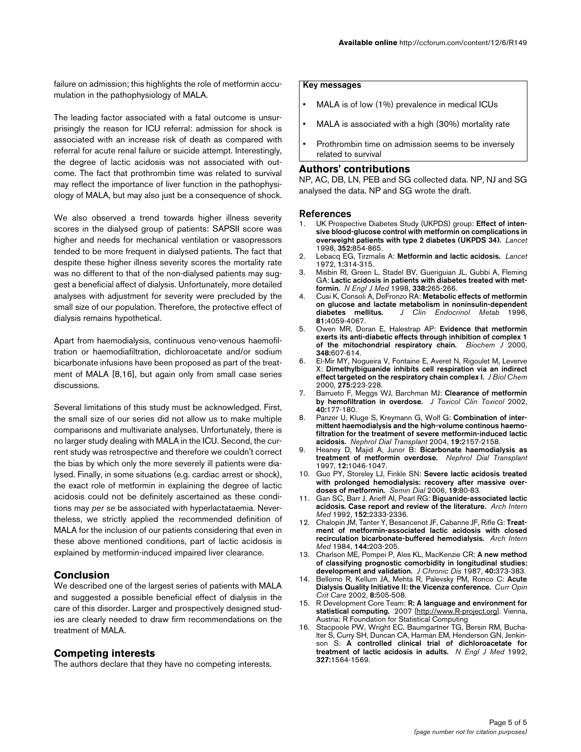failure on admission; this highlights the role of metformin accumulation in the pathophysiology of MALA.

The leading factor associated with a fatal outcome is unsurprisingly the reason for ICU referral: admission for shock is associated with an increase risk of death as compared with referral for acute renal failure or suicide attempt. Interestingly, the degree of lactic acidosis was not associated with outcome. The fact that prothrombin time was related to survival may reflect the importance of liver function in the pathophysiology of MALA, but may also just be a consequence of shock.

We also observed a trend towards higher illness severity scores in the dialysed group of patients: SAPSII score was higher and needs for mechanical ventilation or vasopressors tended to be more frequent in dialysed patients. The fact that despite these higher illness severity scores the mortality rate was no different to that of the non-dialysed patients may suggest a beneficial affect of dialysis. Unfortunately, more detailed analyses with adjustment for severity were precluded by the small size of our population. Therefore, the protective effect of dialysis remains hypothetical.

Apart from haemodialysis, continuous veno-venous haemofiltration or haemodiafiltration, dichloroacetate and/or sodium bicarbonate infusions have been proposed as part of the treatment of MALA [8,16], but again only from small case series discussions.

Several limitations of this study must be acknowledged. First, the small size of our series did not allow us to make multiple comparisons and multivariate analyses. Unfortunately, there is no larger study dealing with MALA in the ICU. Second, the current study was retrospective and therefore we couldn't correct the bias by which only the more severely ill patients were dialysed. Finally, in some situations (e.g. cardiac arrest or shock), the exact role of metformin in explaining the degree of lactic acidosis could not be definitely ascertained as these conditions may *per se* be associated with hyperlactataemia. Nevertheless, we strictly applied the recommended definition of MALA for the inclusion of our patients considering that even in these above mentioned conditions, part of lactic acidosis is explained by metformin-induced impaired liver clearance.

## Conclusion

We described one of the largest series of patients with MALA and suggested a possible beneficial effect of dialysis in the care of this disorder. Larger and prospectively designed studies are clearly needed to draw firm recommendations on the treatment of MALA.

## Competing interests

The authors declare that they have no competing interests.

**Key messages**

- MALA is of low (1%) prevalence in medical ICUs
- MALA is associated with a high (30%) mortality rate
- Prothrombin time on admission seems to be inversely related to survival

## Authors' contributions

NP, AC, DB, LN, PEB and SG collected data. NP, NJ and SG analysed the data. NP and SG wrote the draft.

## References

1. UK Prospective Diabetes Study (UKPDS) group: **Effect of intensive blood-glucose control with metformin on complications in overweight patients with type 2 diabetes (UKPDS 34).** *Lancet* 1998, **352:**854-865.
2. Lebacq EG, Tirzmalis A: **Metformin and lactic acidosis.** *Lancet* 1972, **1:**314-315.
3. Misbin RI, Green L, Stadel BV, Gueriguian JL, Gubbi A, Fleming GA: **Lactic acidosis in patients with diabetes treated with metformin.** *N Engl J Med* 1998, **338:**265-266.
4. Cusi K, Consoli A, DeFronzo RA: **Metabolic effects of metformin on glucose and lactate metabolism in noninsulin-dependent diabetes mellitus.** *J Clin Endocrinol Metab* 1996, **81:**4059-4067.
5. Owen MR, Doran E, Halestrap AP: **Evidence that metformin exerts its anti-diabetic effects through inhibition of complex 1 of the mitochondrial respiratory chain.** *Biochem J* 2000, **348:**607-614.
6. El-Mir MY, Nogueira V, Fontaine E, Averet N, Rigoulet M, Leverve X: **Dimethylbiguanide inhibits cell respiration via an indirect effect targeted on the respiratory chain complex I.** *J Biol Chem* 2000, **275:**223-228.
7. Barrueto F, Meggs WJ, Barchman MJ: **Clearance of metformin by hemofiltration in overdose.** *J Toxicol Clin Toxicol* 2002, **40:**177-180.
8. Panzer U, Kluge S, Kreymann G, Wolf G: **Combination of intermittent haemodialysis and the high-volume continous haemofiltration for the treatment of severe metformin-induced lactic acidosis.** *Nephrol Dial Transplant* 2004, **19:**2157-2158.
9. Heaney D, Majid A, Junor B: **Bicarbonate haemodialysis as treatment of metformin overdose.** *Nephrol Dial Transplant* 1997, **12:**1046-1047.
10. Guo PY, Storsley LJ, Finkle SN: **Severe lactic acidosis treated with prolonged hemodialysis: recovery after massive overdoses of metformin.** *Semin Dial* 2006, **19:**80-83.
11. Gan SC, Barr J, Arieff AI, Pearl RG: **Biguanide-associated lactic acidosis. Case report and review of the literature.** *Arch Intern Med* 1992, **152:**2333-2336.
12. Chalopin JM, Tanter Y, Besancenot JF, Cabanne JF, Rifle G: **Treatment of metformin-associated lactic acidosis with closed recirculation bicarbonate-buffered hemodialysis.** *Arch Intern Med* 1984, **144:**203-205.
13. Charlson ME, Pompei P, Ales KL, MacKenzie CR: **A new method of classifying prognostic comorbidity in longitudinal studies: development and validation.** *J Chronic Dis* 1987, **40:**373-383.
14. Bellomo R, Kellum JA, Mehta R, Palevsky PM, Ronco C: **Acute Dialysis Quality Initiative II: the Vicenza conference.** *Curr Opin Crit Care* 2002, **8:**505-508.
15. R Development Core Team: **R: A language and environment for statistical computing.** 2007 [http://www.R-project.org]. Vienna, Austria: R Foundation for Statistical Computing
16. Stacpoole PW, Wright EC, Baumgartner TG, Bersin RM, Buchalter S, Curry SH, Duncan CA, Harman EM, Henderson GN, Jenkinson S: **A controlled clinical trial of dichloroacetate for treatment of lactic acidosis in adults.** *N Engl J Med* 1992, **327:**1564-1569.